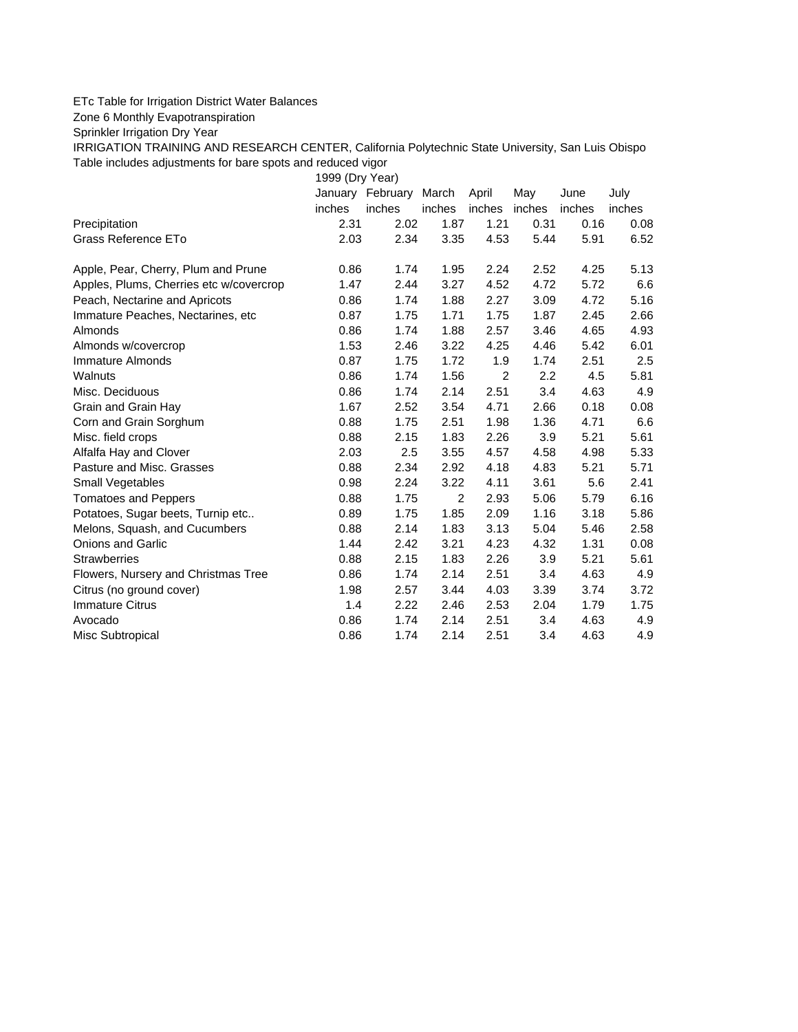ETc Table for Irrigation District Water Balances

Zone 6 Monthly Evapotranspiration

Sprinkler Irrigation Dry Year

IRRIGATION TRAINING AND RESEARCH CENTER, California Polytechnic State University, San Luis Obispo

Table includes adjustments for bare spots and reduced vigor

| | 1999 (Dry Year) | | | | | | |
|---|---|---|---|---|---|---|---|
| | January | February | March | April | May | June | July |
| | inches | inches | inches | inches | inches | inches | inches |
| Precipitation | 2.31 | 2.02 | 1.87 | 1.21 | 0.31 | 0.16 | 0.08 |
| Grass Reference ETo | 2.03 | 2.34 | 3.35 | 4.53 | 5.44 | 5.91 | 6.52 |
| | | | | | | | |
| Apple, Pear, Cherry, Plum and Prune | 0.86 | 1.74 | 1.95 | 2.24 | 2.52 | 4.25 | 5.13 |
| Apples, Plums, Cherries etc w/covercrop | 1.47 | 2.44 | 3.27 | 4.52 | 4.72 | 5.72 | 6.6 |
| Peach, Nectarine and Apricots | 0.86 | 1.74 | 1.88 | 2.27 | 3.09 | 4.72 | 5.16 |
| Immature Peaches, Nectarines, etc | 0.87 | 1.75 | 1.71 | 1.75 | 1.87 | 2.45 | 2.66 |
| Almonds | 0.86 | 1.74 | 1.88 | 2.57 | 3.46 | 4.65 | 4.93 |
| Almonds w/covercrop | 1.53 | 2.46 | 3.22 | 4.25 | 4.46 | 5.42 | 6.01 |
| Immature Almonds | 0.87 | 1.75 | 1.72 | 1.9 | 1.74 | 2.51 | 2.5 |
| Walnuts | 0.86 | 1.74 | 1.56 | 2 | 2.2 | 4.5 | 5.81 |
| Misc. Deciduous | 0.86 | 1.74 | 2.14 | 2.51 | 3.4 | 4.63 | 4.9 |
| Grain and Grain Hay | 1.67 | 2.52 | 3.54 | 4.71 | 2.66 | 0.18 | 0.08 |
| Corn and Grain Sorghum | 0.88 | 1.75 | 2.51 | 1.98 | 1.36 | 4.71 | 6.6 |
| Misc. field crops | 0.88 | 2.15 | 1.83 | 2.26 | 3.9 | 5.21 | 5.61 |
| Alfalfa Hay and Clover | 2.03 | 2.5 | 3.55 | 4.57 | 4.58 | 4.98 | 5.33 |
| Pasture and Misc. Grasses | 0.88 | 2.34 | 2.92 | 4.18 | 4.83 | 5.21 | 5.71 |
| Small Vegetables | 0.98 | 2.24 | 3.22 | 4.11 | 3.61 | 5.6 | 2.41 |
| Tomatoes and Peppers | 0.88 | 1.75 | 2 | 2.93 | 5.06 | 5.79 | 6.16 |
| Potatoes, Sugar beets, Turnip etc.. | 0.89 | 1.75 | 1.85 | 2.09 | 1.16 | 3.18 | 5.86 |
| Melons, Squash, and Cucumbers | 0.88 | 2.14 | 1.83 | 3.13 | 5.04 | 5.46 | 2.58 |
| Onions and Garlic | 1.44 | 2.42 | 3.21 | 4.23 | 4.32 | 1.31 | 0.08 |
| Strawberries | 0.88 | 2.15 | 1.83 | 2.26 | 3.9 | 5.21 | 5.61 |
| Flowers, Nursery and Christmas Tree | 0.86 | 1.74 | 2.14 | 2.51 | 3.4 | 4.63 | 4.9 |
| Citrus (no ground cover) | 1.98 | 2.57 | 3.44 | 4.03 | 3.39 | 3.74 | 3.72 |
| Immature Citrus | 1.4 | 2.22 | 2.46 | 2.53 | 2.04 | 1.79 | 1.75 |
| Avocado | 0.86 | 1.74 | 2.14 | 2.51 | 3.4 | 4.63 | 4.9 |
| Misc Subtropical | 0.86 | 1.74 | 2.14 | 2.51 | 3.4 | 4.63 | 4.9 |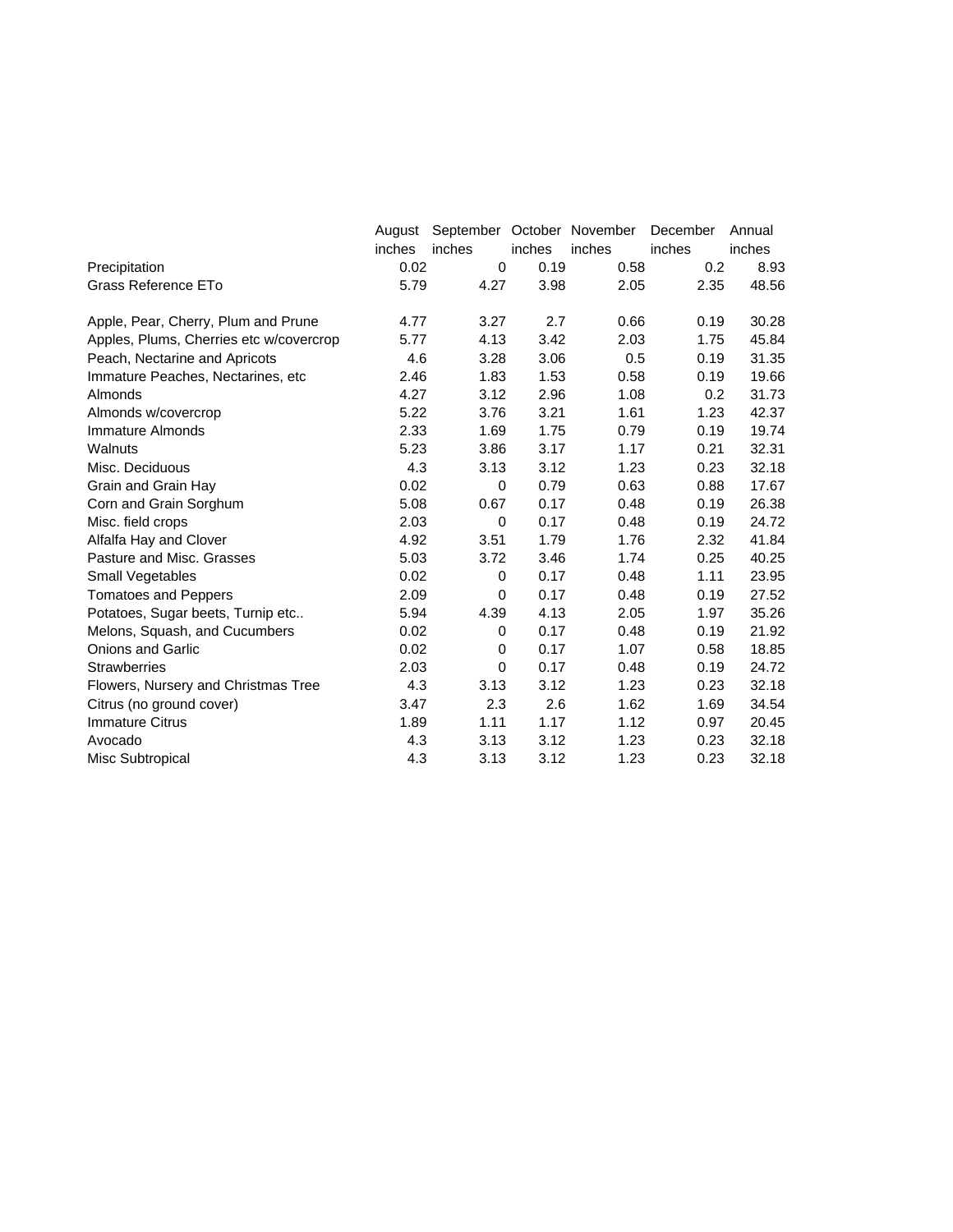| | August | September | October | November | December | Annual |
|---|---|---|---|---|---|---|
| | inches | inches | inches | inches | inches | inches |
| Precipitation | 0.02 | 0 | 0.19 | 0.58 | 0.2 | 8.93 |
| Grass Reference ETo | 5.79 | 4.27 | 3.98 | 2.05 | 2.35 | 48.56 |
| | | | | | | |
| Apple, Pear, Cherry, Plum and Prune | 4.77 | 3.27 | 2.7 | 0.66 | 0.19 | 30.28 |
| Apples, Plums, Cherries etc w/covercrop | 5.77 | 4.13 | 3.42 | 2.03 | 1.75 | 45.84 |
| Peach, Nectarine and Apricots | 4.6 | 3.28 | 3.06 | 0.5 | 0.19 | 31.35 |
| Immature Peaches, Nectarines, etc | 2.46 | 1.83 | 1.53 | 0.58 | 0.19 | 19.66 |
| Almonds | 4.27 | 3.12 | 2.96 | 1.08 | 0.2 | 31.73 |
| Almonds w/covercrop | 5.22 | 3.76 | 3.21 | 1.61 | 1.23 | 42.37 |
| Immature Almonds | 2.33 | 1.69 | 1.75 | 0.79 | 0.19 | 19.74 |
| Walnuts | 5.23 | 3.86 | 3.17 | 1.17 | 0.21 | 32.31 |
| Misc. Deciduous | 4.3 | 3.13 | 3.12 | 1.23 | 0.23 | 32.18 |
| Grain and Grain Hay | 0.02 | 0 | 0.79 | 0.63 | 0.88 | 17.67 |
| Corn and Grain Sorghum | 5.08 | 0.67 | 0.17 | 0.48 | 0.19 | 26.38 |
| Misc. field crops | 2.03 | 0 | 0.17 | 0.48 | 0.19 | 24.72 |
| Alfalfa Hay and Clover | 4.92 | 3.51 | 1.79 | 1.76 | 2.32 | 41.84 |
| Pasture and Misc. Grasses | 5.03 | 3.72 | 3.46 | 1.74 | 0.25 | 40.25 |
| Small Vegetables | 0.02 | 0 | 0.17 | 0.48 | 1.11 | 23.95 |
| Tomatoes and Peppers | 2.09 | 0 | 0.17 | 0.48 | 0.19 | 27.52 |
| Potatoes, Sugar beets, Turnip etc.. | 5.94 | 4.39 | 4.13 | 2.05 | 1.97 | 35.26 |
| Melons, Squash, and Cucumbers | 0.02 | 0 | 0.17 | 0.48 | 0.19 | 21.92 |
| Onions and Garlic | 0.02 | 0 | 0.17 | 1.07 | 0.58 | 18.85 |
| Strawberries | 2.03 | 0 | 0.17 | 0.48 | 0.19 | 24.72 |
| Flowers, Nursery and Christmas Tree | 4.3 | 3.13 | 3.12 | 1.23 | 0.23 | 32.18 |
| Citrus (no ground cover) | 3.47 | 2.3 | 2.6 | 1.62 | 1.69 | 34.54 |
| Immature Citrus | 1.89 | 1.11 | 1.17 | 1.12 | 0.97 | 20.45 |
| Avocado | 4.3 | 3.13 | 3.12 | 1.23 | 0.23 | 32.18 |
| Misc Subtropical | 4.3 | 3.13 | 3.12 | 1.23 | 0.23 | 32.18 |